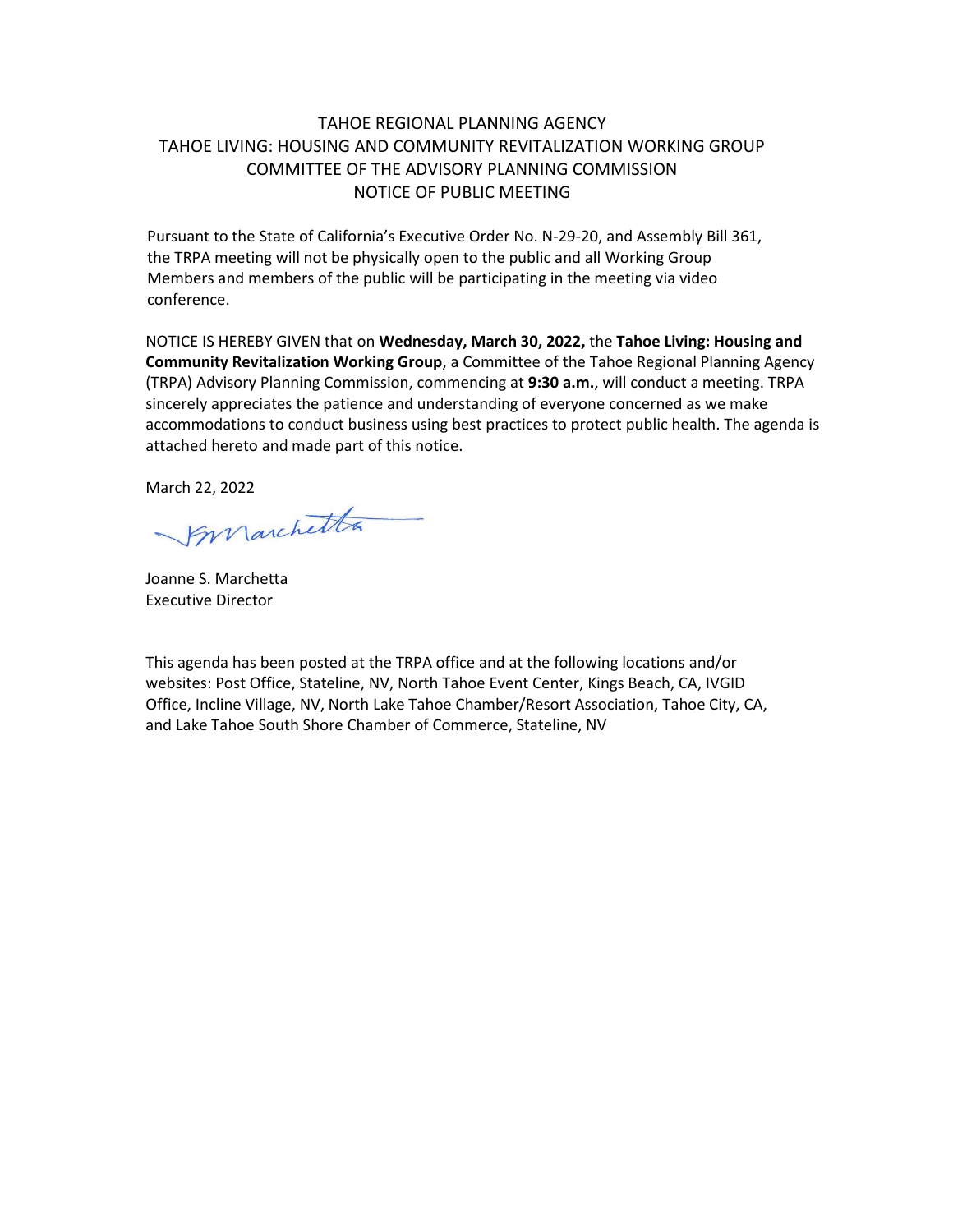# TAHOE REGIONAL PLANNING AGENCY
## TAHOE LIVING: HOUSING AND COMMUNITY REVITALIZATION WORKING GROUP
## COMMITTEE OF THE ADVISORY PLANNING COMMISSION
## NOTICE OF PUBLIC MEETING

Pursuant to the State of California's Executive Order No. N-29-20, and Assembly Bill 361, the TRPA meeting will not be physically open to the public and all Working Group Members and members of the public will be participating in the meeting via video conference.

NOTICE IS HEREBY GIVEN that on **Wednesday, March 30, 2022,** the **Tahoe Living: Housing and Community Revitalization Working Group**, a Committee of the Tahoe Regional Planning Agency (TRPA) Advisory Planning Commission, commencing at **9:30 a.m.**, will conduct a meeting. TRPA sincerely appreciates the patience and understanding of everyone concerned as we make accommodations to conduct business using best practices to protect public health. The agenda is attached hereto and made part of this notice.

March 22, 2022

Joanne S. Marchetta
Executive Director

This agenda has been posted at the TRPA office and at the following locations and/or websites: Post Office, Stateline, NV, North Tahoe Event Center, Kings Beach, CA, IVGID Office, Incline Village, NV, North Lake Tahoe Chamber/Resort Association, Tahoe City, CA, and Lake Tahoe South Shore Chamber of Commerce, Stateline, NV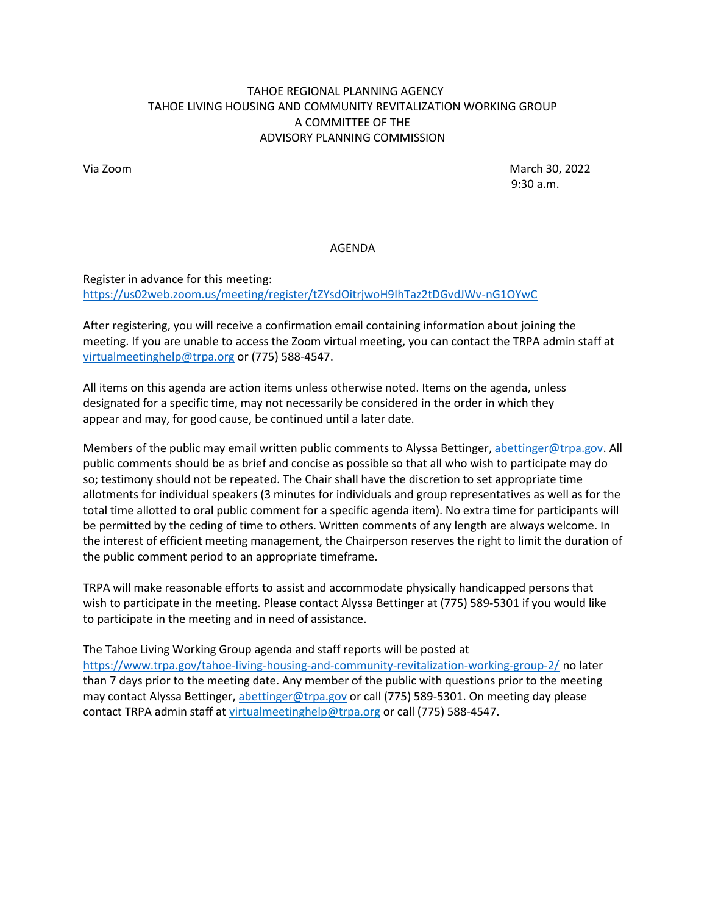TAHOE REGIONAL PLANNING AGENCY
TAHOE LIVING HOUSING AND COMMUNITY REVITALIZATION WORKING GROUP
A COMMITTEE OF THE
ADVISORY PLANNING COMMISSION

Via Zoom

March 30, 2022
9:30 a.m.

---

## AGENDA

Register in advance for this meeting:
https://us02web.zoom.us/meeting/register/tZYsdOitrjwoH9IhTaz2tDGvdJWv-nG1OYwC

After registering, you will receive a confirmation email containing information about joining the meeting. If you are unable to access the Zoom virtual meeting, you can contact the TRPA admin staff at virtualmeetinghelp@trpa.org or (775) 588-4547.

All items on this agenda are action items unless otherwise noted. Items on the agenda, unless designated for a specific time, may not necessarily be considered in the order in which they appear and may, for good cause, be continued until a later date.

Members of the public may email written public comments to Alyssa Bettinger, abettinger@trpa.gov. All public comments should be as brief and concise as possible so that all who wish to participate may do so; testimony should not be repeated. The Chair shall have the discretion to set appropriate time allotments for individual speakers (3 minutes for individuals and group representatives as well as for the total time allotted to oral public comment for a specific agenda item). No extra time for participants will be permitted by the ceding of time to others. Written comments of any length are always welcome. In the interest of efficient meeting management, the Chairperson reserves the right to limit the duration of the public comment period to an appropriate timeframe.

TRPA will make reasonable efforts to assist and accommodate physically handicapped persons that wish to participate in the meeting. Please contact Alyssa Bettinger at (775) 589-5301 if you would like to participate in the meeting and in need of assistance.

The Tahoe Living Working Group agenda and staff reports will be posted at https://www.trpa.gov/tahoe-living-housing-and-community-revitalization-working-group-2/ no later than 7 days prior to the meeting date. Any member of the public with questions prior to the meeting may contact Alyssa Bettinger, abettinger@trpa.gov or call (775) 589-5301. On meeting day please contact TRPA admin staff at virtualmeetinghelp@trpa.org or call (775) 588-4547.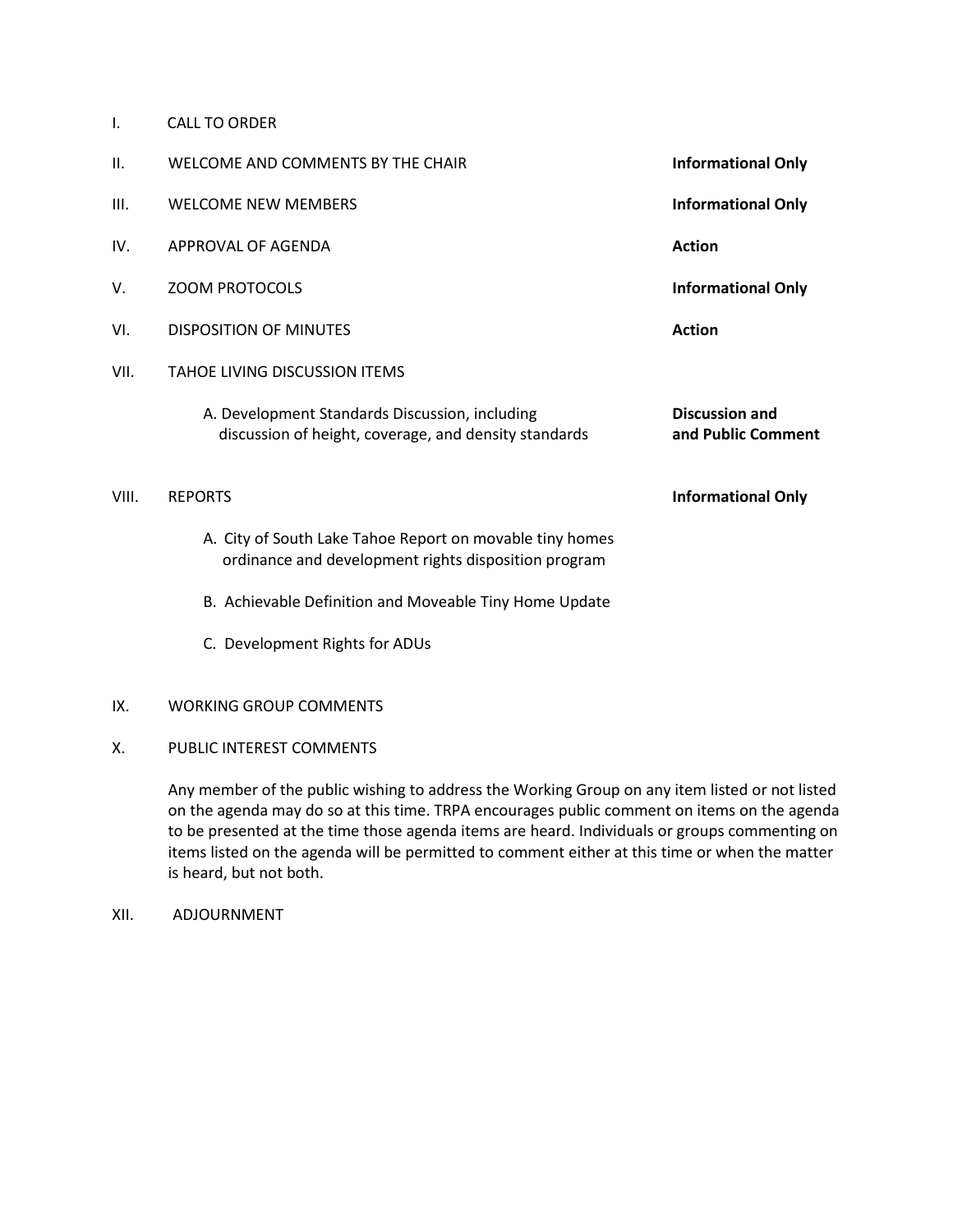I. CALL TO ORDER

II. WELCOME AND COMMENTS BY THE CHAIR **Informational Only**

III. WELCOME NEW MEMBERS **Informational Only**

IV. APPROVAL OF AGENDA **Action**

V. ZOOM PROTOCOLS **Informational Only**

VI. DISPOSITION OF MINUTES **Action**

VII. TAHOE LIVING DISCUSSION ITEMS

A. Development Standards Discussion, including discussion of height, coverage, and density standards **Discussion and and Public Comment**

VIII. REPORTS **Informational Only**

A. City of South Lake Tahoe Report on movable tiny homes ordinance and development rights disposition program

B. Achievable Definition and Moveable Tiny Home Update

C. Development Rights for ADUs

IX. WORKING GROUP COMMENTS

X. PUBLIC INTEREST COMMENTS

Any member of the public wishing to address the Working Group on any item listed or not listed on the agenda may do so at this time. TRPA encourages public comment on items on the agenda to be presented at the time those agenda items are heard. Individuals or groups commenting on items listed on the agenda will be permitted to comment either at this time or when the matter is heard, but not both.

XII. ADJOURNMENT